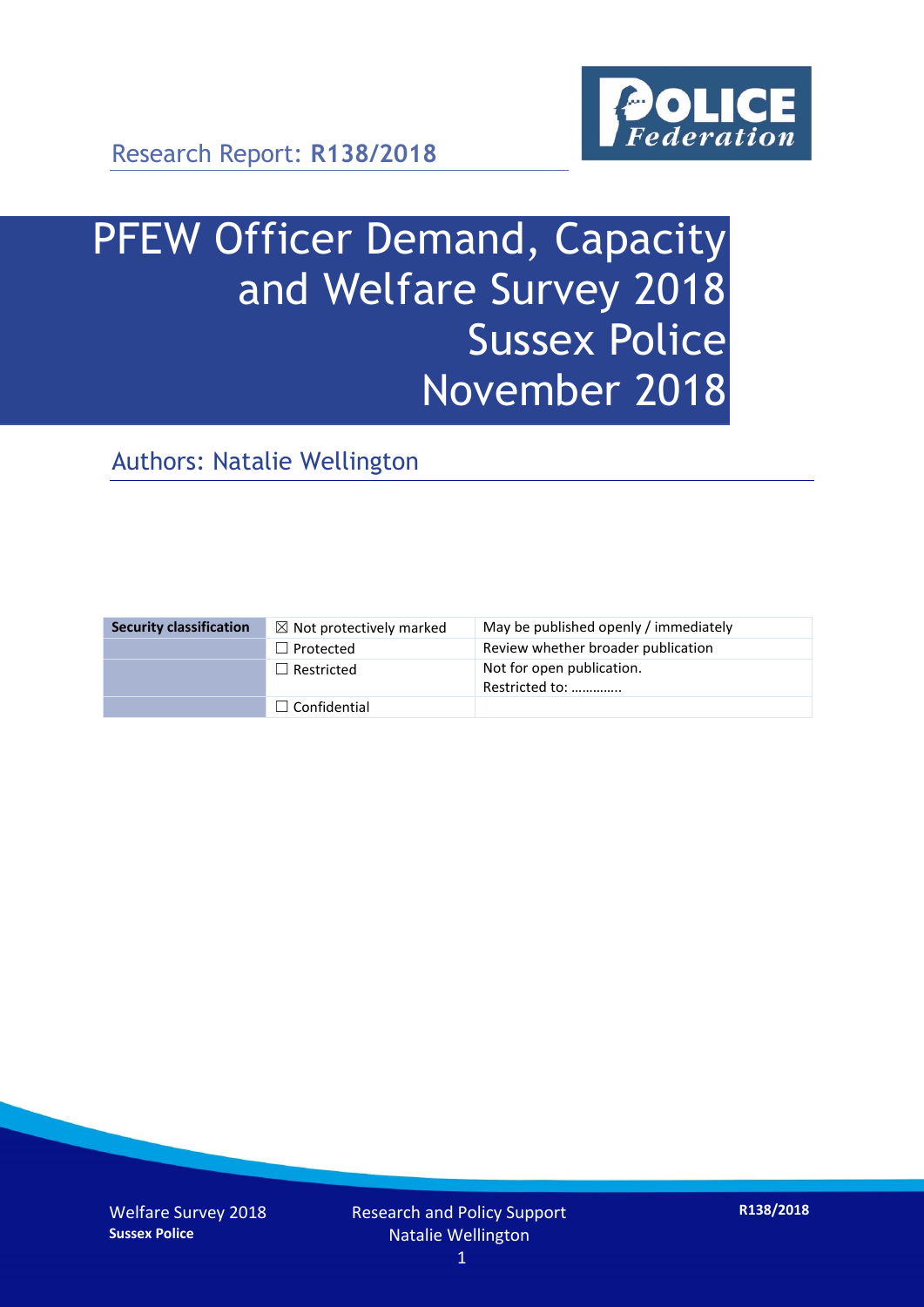Research Report: **R138/2018**

# PFEW Officer Demand, Capacity and Welfare Survey 2018 Sussex Police November 2018

## Authors: Natalie Wellington

| Security classification | ☒ Not protectively marked | May be published openly / immediately |
| --- | --- | --- |
| | ☐ Protected | Review whether broader publication |
| | ☐ Restricted | Not for open publication. Restricted to: ………….. |
| | ☐ Confidential | |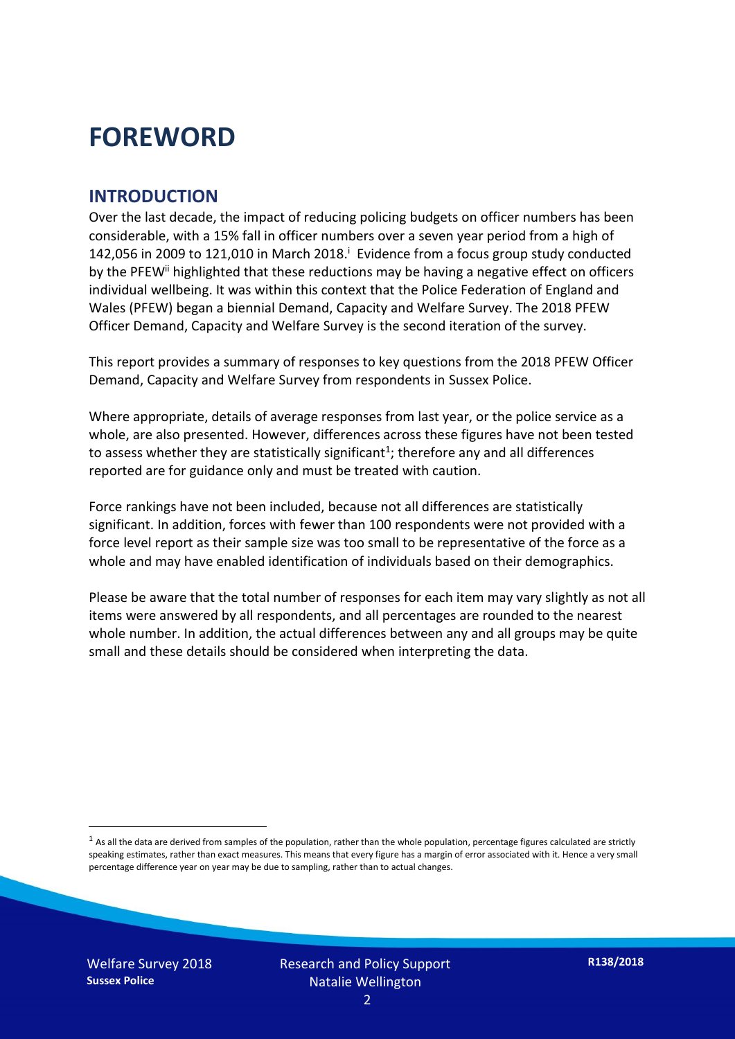# FOREWORD

## INTRODUCTION

Over the last decade, the impact of reducing policing budgets on officer numbers has been considerable, with a 15% fall in officer numbers over a seven year period from a high of 142,056 in 2009 to 121,010 in March 2018.[i] Evidence from a focus group study conducted by the PFEW[ii] highlighted that these reductions may be having a negative effect on officers individual wellbeing. It was within this context that the Police Federation of England and Wales (PFEW) began a biennial Demand, Capacity and Welfare Survey. The 2018 PFEW Officer Demand, Capacity and Welfare Survey is the second iteration of the survey.

This report provides a summary of responses to key questions from the 2018 PFEW Officer Demand, Capacity and Welfare Survey from respondents in Sussex Police.

Where appropriate, details of average responses from last year, or the police service as a whole, are also presented. However, differences across these figures have not been tested to assess whether they are statistically significant[1]; therefore any and all differences reported are for guidance only and must be treated with caution.

Force rankings have not been included, because not all differences are statistically significant. In addition, forces with fewer than 100 respondents were not provided with a force level report as their sample size was too small to be representative of the force as a whole and may have enabled identification of individuals based on their demographics.

Please be aware that the total number of responses for each item may vary slightly as not all items were answered by all respondents, and all percentages are rounded to the nearest whole number. In addition, the actual differences between any and all groups may be quite small and these details should be considered when interpreting the data.

[1] As all the data are derived from samples of the population, rather than the whole population, percentage figures calculated are strictly speaking estimates, rather than exact measures. This means that every figure has a margin of error associated with it. Hence a very small percentage difference year on year may be due to sampling, rather than to actual changes.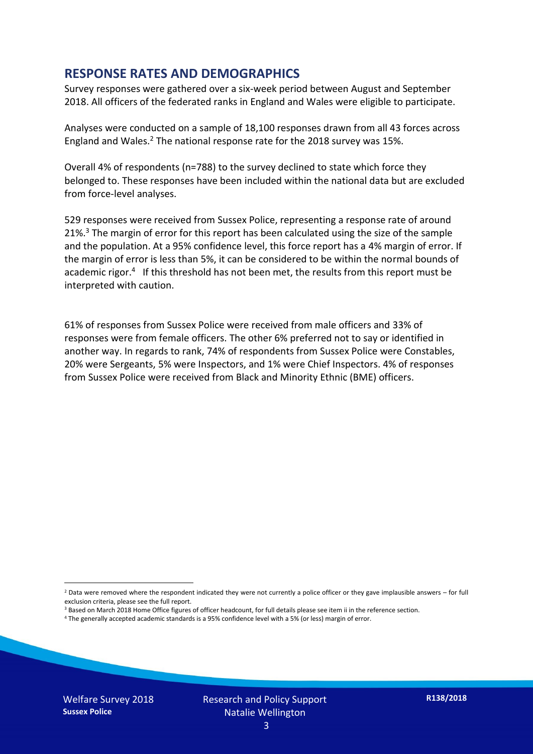## RESPONSE RATES AND DEMOGRAPHICS

Survey responses were gathered over a six-week period between August and September 2018. All officers of the federated ranks in England and Wales were eligible to participate.

Analyses were conducted on a sample of 18,100 responses drawn from all 43 forces across England and Wales.[2] The national response rate for the 2018 survey was 15%.

Overall 4% of respondents (n=788) to the survey declined to state which force they belonged to. These responses have been included within the national data but are excluded from force-level analyses.

529 responses were received from Sussex Police, representing a response rate of around 21%.[3] The margin of error for this report has been calculated using the size of the sample and the population. At a 95% confidence level, this force report has a 4% margin of error. If the margin of error is less than 5%, it can be considered to be within the normal bounds of academic rigor.[4] If this threshold has not been met, the results from this report must be interpreted with caution.

61% of responses from Sussex Police were received from male officers and 33% of responses were from female officers. The other 6% preferred not to say or identified in another way. In regards to rank, 74% of respondents from Sussex Police were Constables, 20% were Sergeants, 5% were Inspectors, and 1% were Chief Inspectors. 4% of responses from Sussex Police were received from Black and Minority Ethnic (BME) officers.

---

[2] Data were removed where the respondent indicated they were not currently a police officer or they gave implausible answers – for full exclusion criteria, please see the full report.

[3] Based on March 2018 Home Office figures of officer headcount, for full details please see item ii in the reference section.

[4] The generally accepted academic standards is a 95% confidence level with a 5% (or less) margin of error.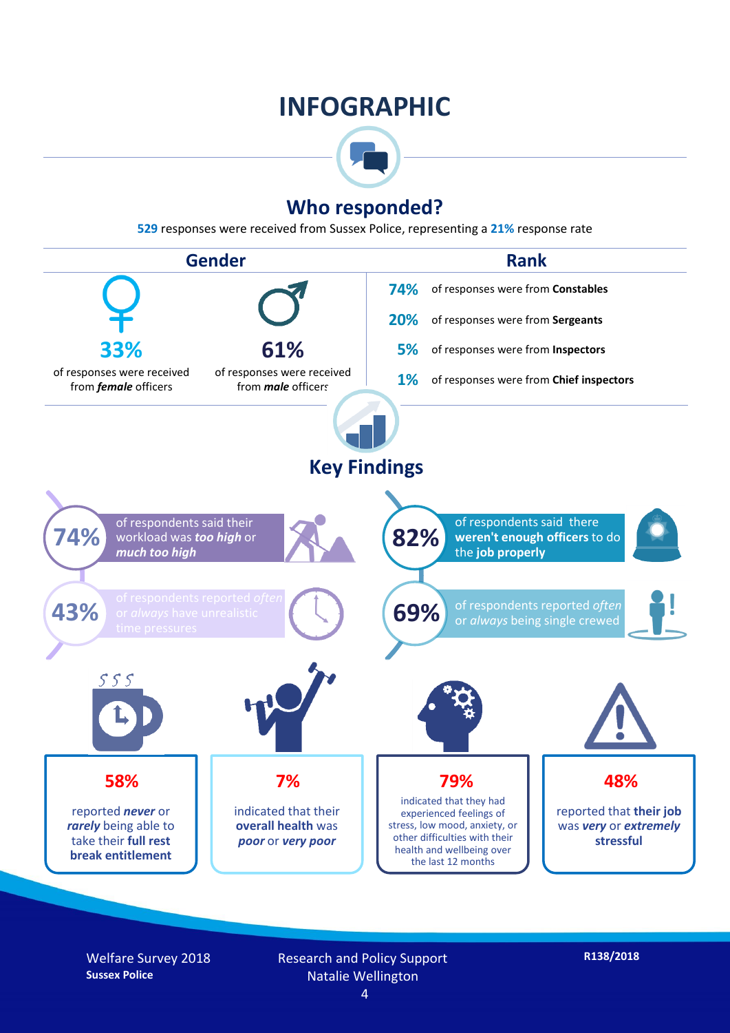# INFOGRAPHIC

## Who responded?

**529** responses were received from Sussex Police, representing a **21%** response rate

### Gender

**33%** of responses were received from ***female*** officers

**61%** of responses were received from ***male*** officers

### Rank

**74%** of responses were from **Constables**

**20%** of responses were from **Sergeants**

**5%** of responses were from **Inspectors**

**1%** of responses were from **Chief inspectors**

## Key Findings

**74%** of respondents said their workload was ***too high*** or ***much too high***

**82%** of respondents said there **weren't enough officers** to do the **job properly**

**43%** of respondents reported *often* or *always* have unrealistic time pressures

**69%** of respondents reported *often* or *always* being single crewed

**58%** reported ***never*** or ***rarely*** being able to take their **full rest break entitlement**

**7%** indicated that their **overall health** was ***poor*** or ***very poor***

**79%** indicated that they had experienced feelings of stress, low mood, anxiety, or other difficulties with their health and wellbeing over the last 12 months

**48%** reported that **their job** was ***very*** or ***extremely*** **stressful**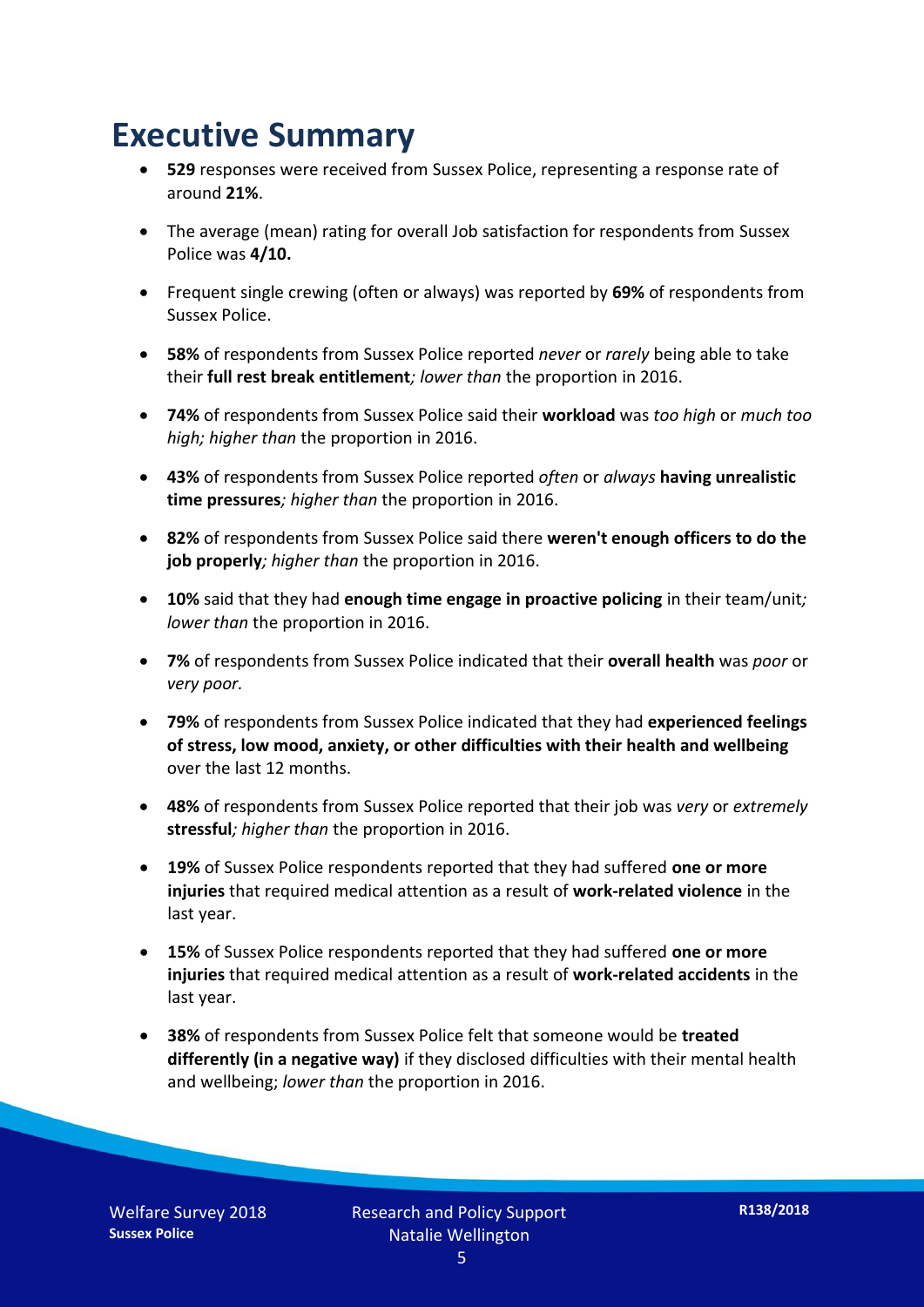# Executive Summary

- **529** responses were received from Sussex Police, representing a response rate of around **21%**.
- The average (mean) rating for overall Job satisfaction for respondents from Sussex Police was **4/10.**
- Frequent single crewing (often or always) was reported by **69%** of respondents from Sussex Police.
- **58%** of respondents from Sussex Police reported *never* or *rarely* being able to take their **full rest break entitlement***; lower than* the proportion in 2016.
- **74%** of respondents from Sussex Police said their **workload** was *too high* or *much too high; higher than* the proportion in 2016.
- **43%** of respondents from Sussex Police reported *often* or *always* **having unrealistic time pressures***; higher than* the proportion in 2016.
- **82%** of respondents from Sussex Police said there **weren't enough officers to do the job properly***; higher than* the proportion in 2016.
- **10%** said that they had **enough time engage in proactive policing** in their team/unit*; lower than* the proportion in 2016.
- **7%** of respondents from Sussex Police indicated that their **overall health** was *poor* or *very poor.*
- **79%** of respondents from Sussex Police indicated that they had **experienced feelings of stress, low mood, anxiety, or other difficulties with their health and wellbeing** over the last 12 months.
- **48%** of respondents from Sussex Police reported that their job was *very* or *extremely* **stressful***; higher than* the proportion in 2016.
- **19%** of Sussex Police respondents reported that they had suffered **one or more injuries** that required medical attention as a result of **work-related violence** in the last year.
- **15%** of Sussex Police respondents reported that they had suffered **one or more injuries** that required medical attention as a result of **work-related accidents** in the last year.
- **38%** of respondents from Sussex Police felt that someone would be **treated differently (in a negative way)** if they disclosed difficulties with their mental health and wellbeing; *lower than* the proportion in 2016.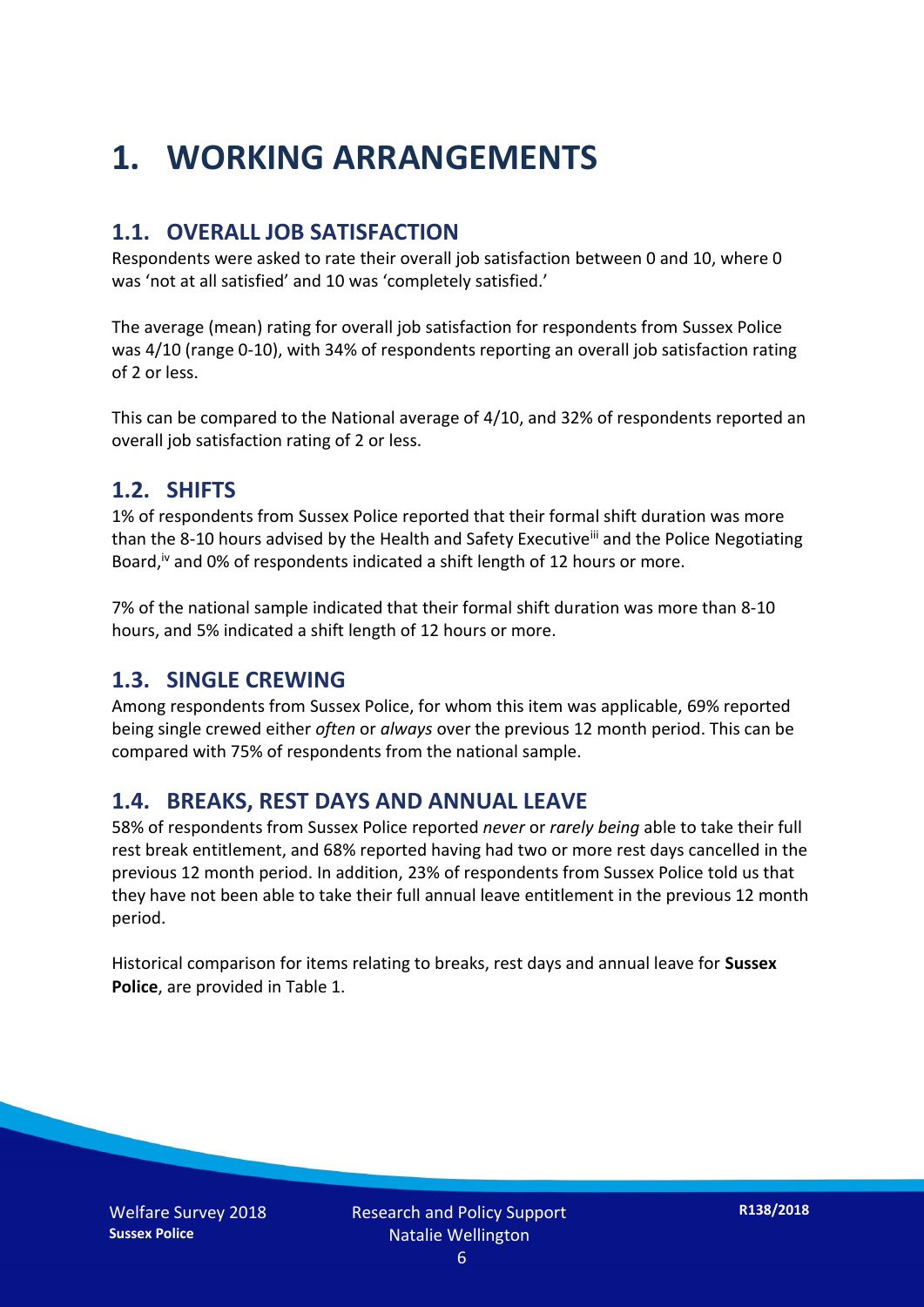# 1. WORKING ARRANGEMENTS

## 1.1. OVERALL JOB SATISFACTION

Respondents were asked to rate their overall job satisfaction between 0 and 10, where 0 was 'not at all satisfied' and 10 was 'completely satisfied.'

The average (mean) rating for overall job satisfaction for respondents from Sussex Police was 4/10 (range 0-10), with 34% of respondents reporting an overall job satisfaction rating of 2 or less.

This can be compared to the National average of 4/10, and 32% of respondents reported an overall job satisfaction rating of 2 or less.

## 1.2. SHIFTS

1% of respondents from Sussex Police reported that their formal shift duration was more than the 8-10 hours advised by the Health and Safety Executive[iii] and the Police Negotiating Board,[iv] and 0% of respondents indicated a shift length of 12 hours or more.

7% of the national sample indicated that their formal shift duration was more than 8-10 hours, and 5% indicated a shift length of 12 hours or more.

## 1.3. SINGLE CREWING

Among respondents from Sussex Police, for whom this item was applicable, 69% reported being single crewed either *often* or *always* over the previous 12 month period. This can be compared with 75% of respondents from the national sample.

## 1.4. BREAKS, REST DAYS AND ANNUAL LEAVE

58% of respondents from Sussex Police reported *never* or *rarely being* able to take their full rest break entitlement, and 68% reported having had two or more rest days cancelled in the previous 12 month period. In addition, 23% of respondents from Sussex Police told us that they have not been able to take their full annual leave entitlement in the previous 12 month period.

Historical comparison for items relating to breaks, rest days and annual leave for **Sussex Police**, are provided in Table 1.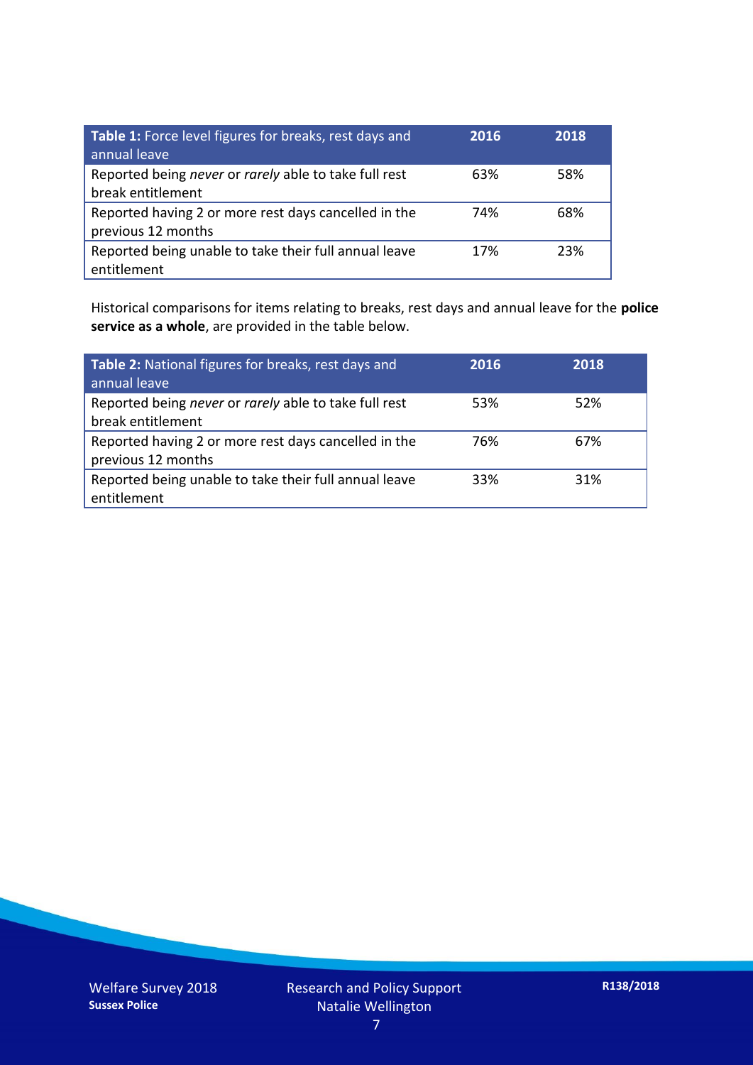| **Table 1:** Force level figures for breaks, rest days and annual leave | **2016** | **2018** |
|---|---|---|
| Reported being *never* or *rarely* able to take full rest break entitlement | 63% | 58% |
| Reported having 2 or more rest days cancelled in the previous 12 months | 74% | 68% |
| Reported being unable to take their full annual leave entitlement | 17% | 23% |

Historical comparisons for items relating to breaks, rest days and annual leave for the **police service as a whole**, are provided in the table below.

| **Table 2:** National figures for breaks, rest days and annual leave | **2016** | **2018** |
|---|---|---|
| Reported being *never* or *rarely* able to take full rest break entitlement | 53% | 52% |
| Reported having 2 or more rest days cancelled in the previous 12 months | 76% | 67% |
| Reported being unable to take their full annual leave entitlement | 33% | 31% |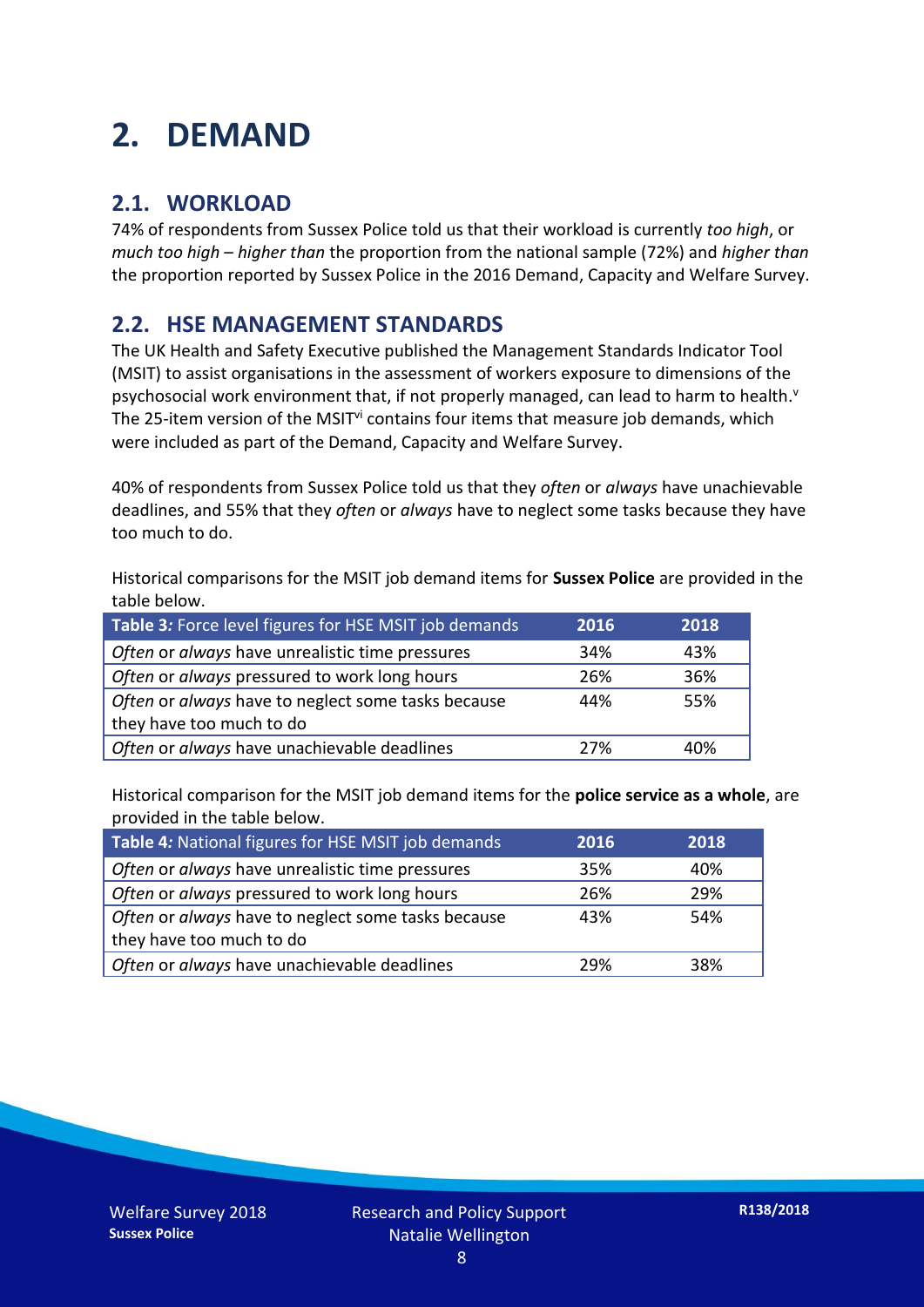# 2. DEMAND

## 2.1. WORKLOAD

74% of respondents from Sussex Police told us that their workload is currently *too high*, or *much too high* – *higher than* the proportion from the national sample (72%) and *higher than* the proportion reported by Sussex Police in the 2016 Demand, Capacity and Welfare Survey.

## 2.2. HSE MANAGEMENT STANDARDS

The UK Health and Safety Executive published the Management Standards Indicator Tool (MSIT) to assist organisations in the assessment of workers exposure to dimensions of the psychosocial work environment that, if not properly managed, can lead to harm to health.[v] The 25-item version of the MSIT[vi] contains four items that measure job demands, which were included as part of the Demand, Capacity and Welfare Survey.

40% of respondents from Sussex Police told us that they *often* or *always* have unachievable deadlines, and 55% that they *often* or *always* have to neglect some tasks because they have too much to do.

Historical comparisons for the MSIT job demand items for **Sussex Police** are provided in the table below.

| **Table 3***:* Force level figures for HSE MSIT job demands | **2016** | **2018** |
|---|---|---|
| *Often* or *always* have unrealistic time pressures | 34% | 43% |
| *Often* or *always* pressured to work long hours | 26% | 36% |
| *Often* or *always* have to neglect some tasks because they have too much to do | 44% | 55% |
| *Often* or *always* have unachievable deadlines | 27% | 40% |

Historical comparison for the MSIT job demand items for the **police service as a whole**, are provided in the table below.

| **Table 4***:* National figures for HSE MSIT job demands | **2016** | **2018** |
|---|---|---|
| *Often* or *always* have unrealistic time pressures | 35% | 40% |
| *Often* or *always* pressured to work long hours | 26% | 29% |
| *Often* or *always* have to neglect some tasks because they have too much to do | 43% | 54% |
| *Often* or *always* have unachievable deadlines | 29% | 38% |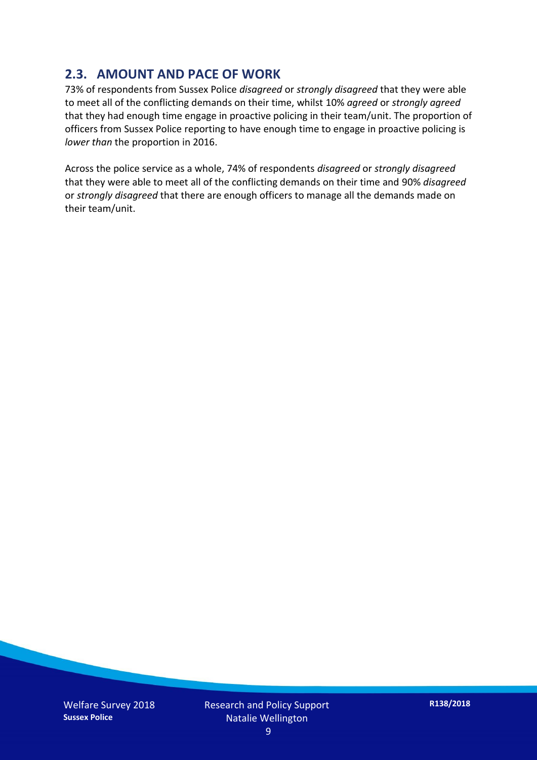## 2.3. AMOUNT AND PACE OF WORK

73% of respondents from Sussex Police *disagreed* or *strongly disagreed* that they were able to meet all of the conflicting demands on their time, whilst 10% *agreed* or *strongly agreed* that they had enough time engage in proactive policing in their team/unit. The proportion of officers from Sussex Police reporting to have enough time to engage in proactive policing is *lower than* the proportion in 2016.

Across the police service as a whole, 74% of respondents *disagreed* or *strongly disagreed* that they were able to meet all of the conflicting demands on their time and 90% *disagreed* or *strongly disagreed* that there are enough officers to manage all the demands made on their team/unit.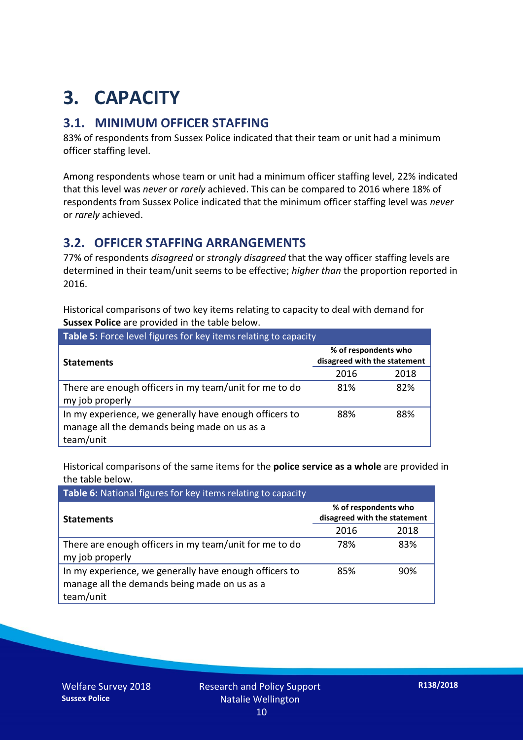# 3. CAPACITY

## 3.1. MINIMUM OFFICER STAFFING

83% of respondents from Sussex Police indicated that their team or unit had a minimum officer staffing level.

Among respondents whose team or unit had a minimum officer staffing level, 22% indicated that this level was *never* or *rarely* achieved. This can be compared to 2016 where 18% of respondents from Sussex Police indicated that the minimum officer staffing level was *never* or *rarely* achieved.

## 3.2. OFFICER STAFFING ARRANGEMENTS

77% of respondents *disagreed* or *strongly disagreed* that the way officer staffing levels are determined in their team/unit seems to be effective; *higher than* the proportion reported in 2016.

Historical comparisons of two key items relating to capacity to deal with demand for **Sussex Police** are provided in the table below.

**Table 5:** Force level figures for key items relating to capacity

| Statements | % of respondents who disagreed with the statement | |
|---|---|---|
| | 2016 | 2018 |
| There are enough officers in my team/unit for me to do my job properly | 81% | 82% |
| In my experience, we generally have enough officers to manage all the demands being made on us as a team/unit | 88% | 88% |

Historical comparisons of the same items for the **police service as a whole** are provided in the table below.

**Table 6:** National figures for key items relating to capacity

| Statements | % of respondents who disagreed with the statement | |
|---|---|---|
| | 2016 | 2018 |
| There are enough officers in my team/unit for me to do my job properly | 78% | 83% |
| In my experience, we generally have enough officers to manage all the demands being made on us as a team/unit | 85% | 90% |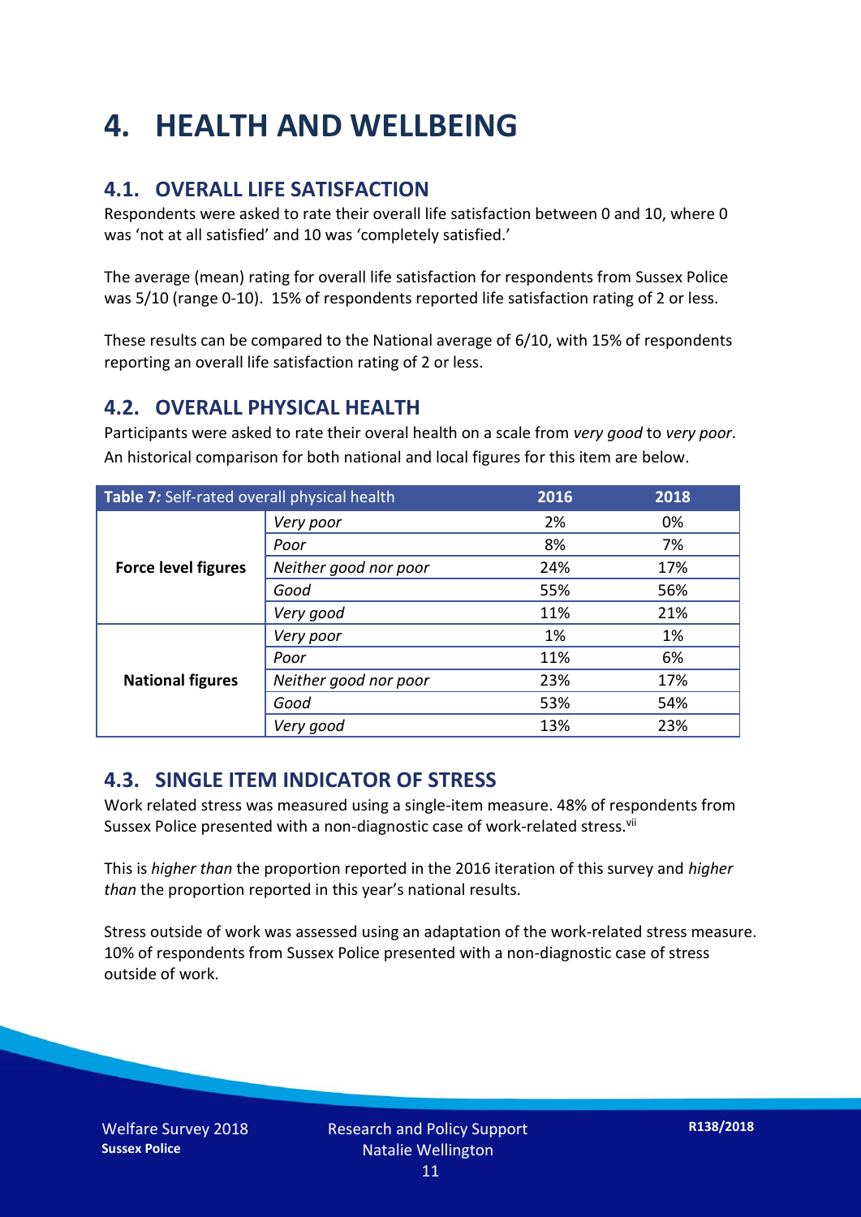# 4. HEALTH AND WELLBEING

## 4.1. OVERALL LIFE SATISFACTION

Respondents were asked to rate their overall life satisfaction between 0 and 10, where 0 was 'not at all satisfied' and 10 was 'completely satisfied.'

The average (mean) rating for overall life satisfaction for respondents from Sussex Police was 5/10 (range 0-10). 15% of respondents reported life satisfaction rating of 2 or less.

These results can be compared to the National average of 6/10, with 15% of respondents reporting an overall life satisfaction rating of 2 or less.

## 4.2. OVERALL PHYSICAL HEALTH

Participants were asked to rate their overal health on a scale from *very good* to *very poor*. An historical comparison for both national and local figures for this item are below.

| **Table 7:** Self-rated overall physical health | | 2016 | 2018 |
|---|---|---|---|
| **Force level figures** | *Very poor* | 2% | 0% |
| | *Poor* | 8% | 7% |
| | *Neither good nor poor* | 24% | 17% |
| | *Good* | 55% | 56% |
| | *Very good* | 11% | 21% |
| **National figures** | *Very poor* | 1% | 1% |
| | *Poor* | 11% | 6% |
| | *Neither good nor poor* | 23% | 17% |
| | *Good* | 53% | 54% |
| | *Very good* | 13% | 23% |

## 4.3. SINGLE ITEM INDICATOR OF STRESS

Work related stress was measured using a single-item measure. 48% of respondents from Sussex Police presented with a non-diagnostic case of work-related stress.[vii]

This is *higher than* the proportion reported in the 2016 iteration of this survey and *higher than* the proportion reported in this year's national results.

Stress outside of work was assessed using an adaptation of the work-related stress measure. 10% of respondents from Sussex Police presented with a non-diagnostic case of stress outside of work.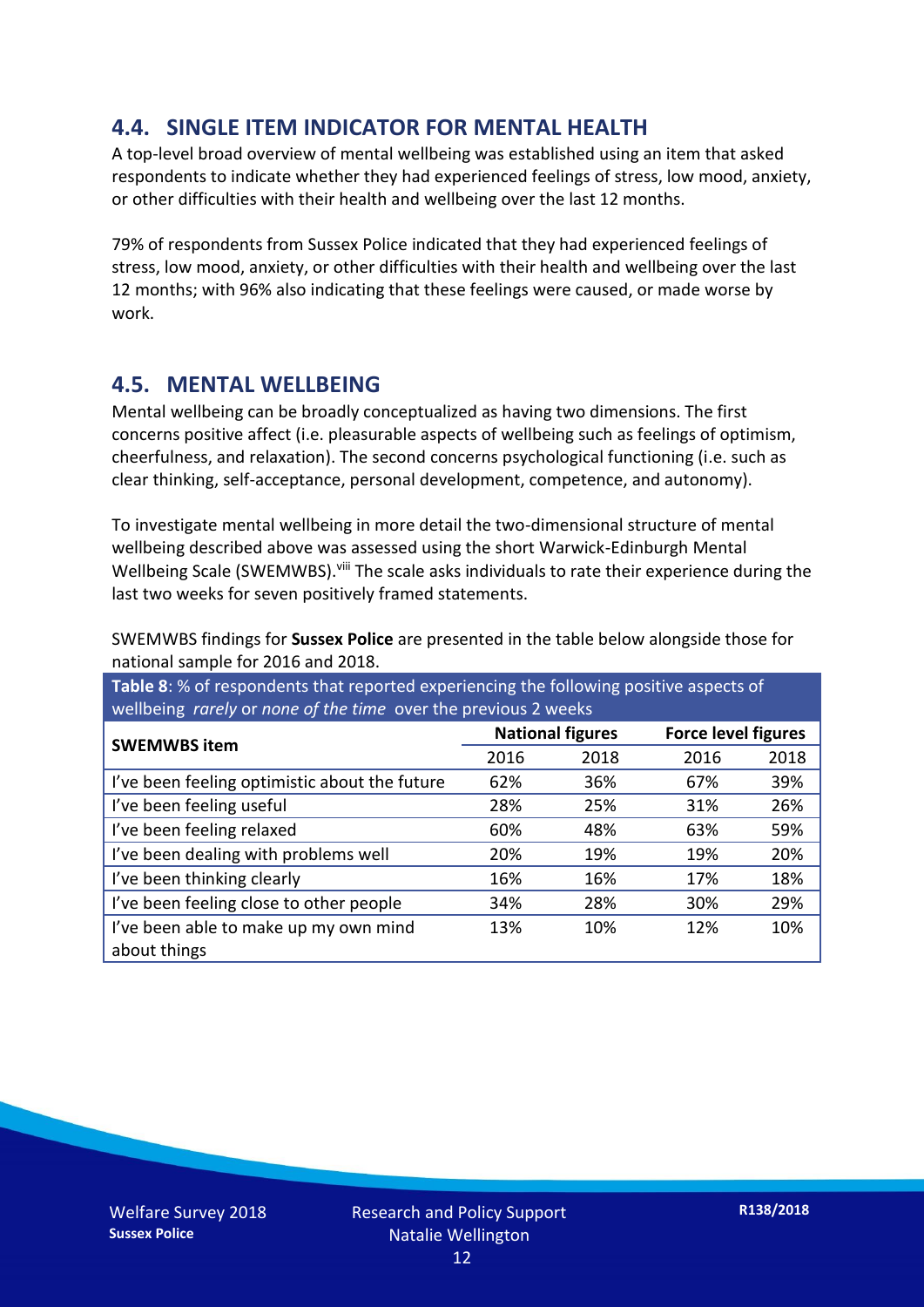## 4.4. SINGLE ITEM INDICATOR FOR MENTAL HEALTH

A top-level broad overview of mental wellbeing was established using an item that asked respondents to indicate whether they had experienced feelings of stress, low mood, anxiety, or other difficulties with their health and wellbeing over the last 12 months.

79% of respondents from Sussex Police indicated that they had experienced feelings of stress, low mood, anxiety, or other difficulties with their health and wellbeing over the last 12 months; with 96% also indicating that these feelings were caused, or made worse by work.

## 4.5. MENTAL WELLBEING

Mental wellbeing can be broadly conceptualized as having two dimensions. The first concerns positive affect (i.e. pleasurable aspects of wellbeing such as feelings of optimism, cheerfulness, and relaxation). The second concerns psychological functioning (i.e. such as clear thinking, self-acceptance, personal development, competence, and autonomy).

To investigate mental wellbeing in more detail the two-dimensional structure of mental wellbeing described above was assessed using the short Warwick-Edinburgh Mental Wellbeing Scale (SWEMWBS).[viii] The scale asks individuals to rate their experience during the last two weeks for seven positively framed statements.

SWEMWBS findings for **Sussex Police** are presented in the table below alongside those for national sample for 2016 and 2018.

**Table 8**: % of respondents that reported experiencing the following positive aspects of wellbeing *rarely* or *none of the time* over the previous 2 weeks

| SWEMWBS item | National figures | | Force level figures | |
|---|---|---|---|---|
| | 2016 | 2018 | 2016 | 2018 |
| I've been feeling optimistic about the future | 62% | 36% | 67% | 39% |
| I've been feeling useful | 28% | 25% | 31% | 26% |
| I've been feeling relaxed | 60% | 48% | 63% | 59% |
| I've been dealing with problems well | 20% | 19% | 19% | 20% |
| I've been thinking clearly | 16% | 16% | 17% | 18% |
| I've been feeling close to other people | 34% | 28% | 30% | 29% |
| I've been able to make up my own mind about things | 13% | 10% | 12% | 10% |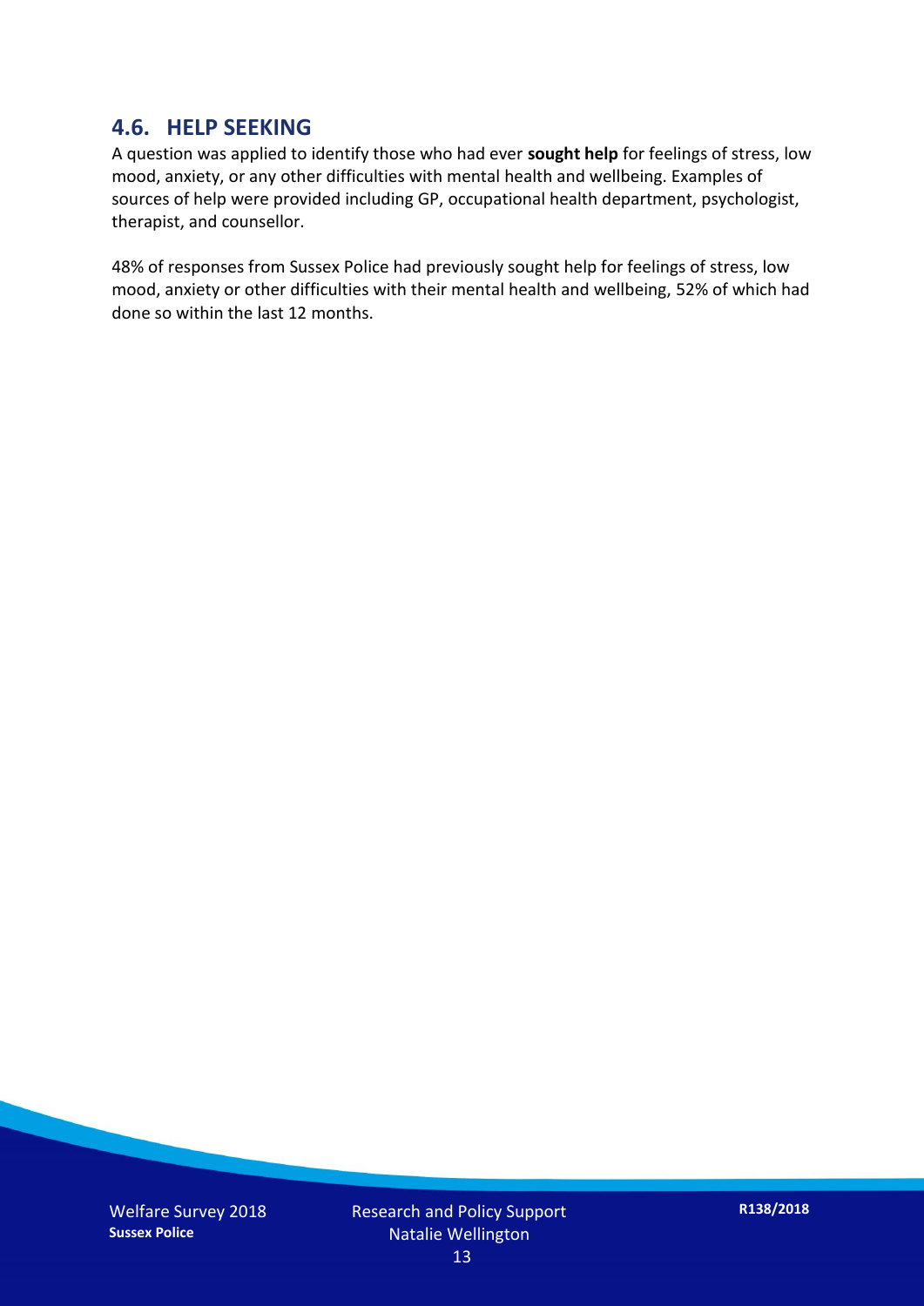## 4.6. HELP SEEKING

A question was applied to identify those who had ever **sought help** for feelings of stress, low mood, anxiety, or any other difficulties with mental health and wellbeing. Examples of sources of help were provided including GP, occupational health department, psychologist, therapist, and counsellor.

48% of responses from Sussex Police had previously sought help for feelings of stress, low mood, anxiety or other difficulties with their mental health and wellbeing, 52% of which had done so within the last 12 months.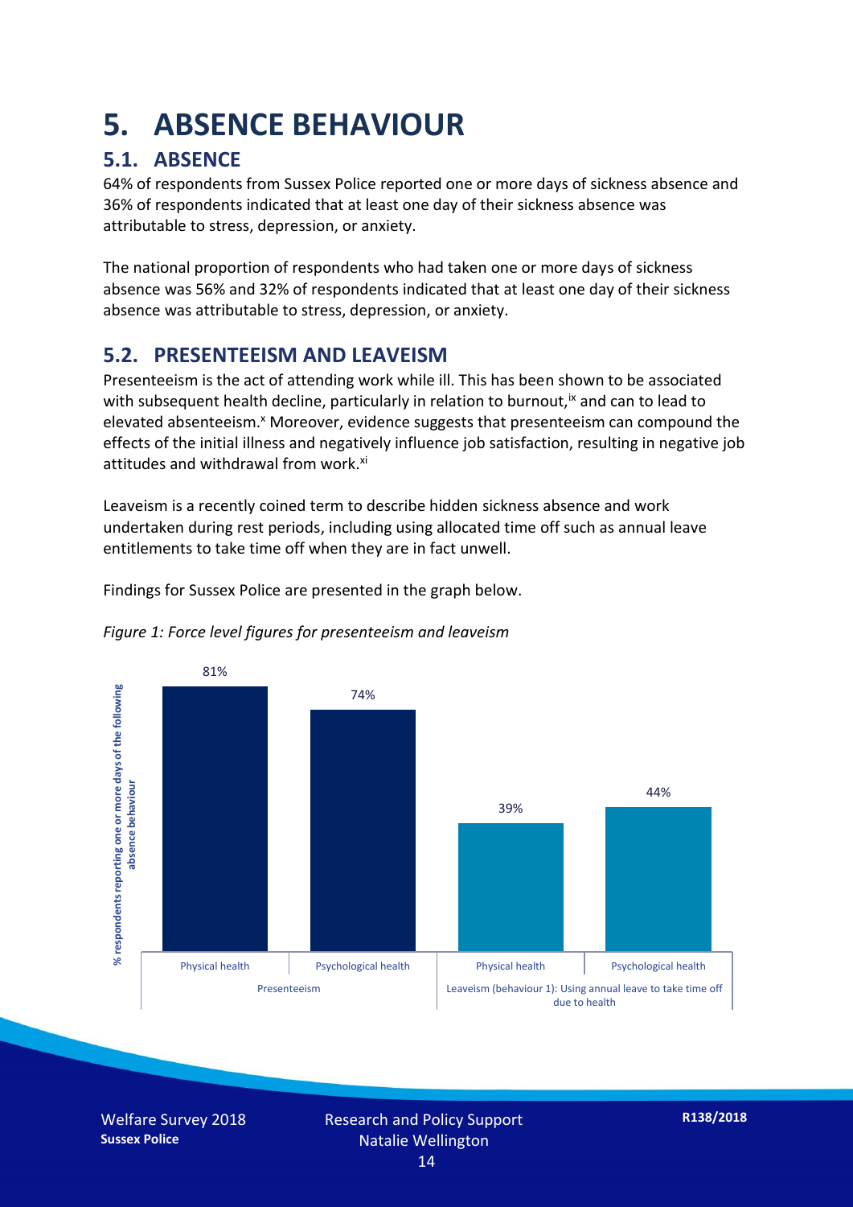# 5. ABSENCE BEHAVIOUR

## 5.1. ABSENCE

64% of respondents from Sussex Police reported one or more days of sickness absence and 36% of respondents indicated that at least one day of their sickness absence was attributable to stress, depression, or anxiety.

The national proportion of respondents who had taken one or more days of sickness absence was 56% and 32% of respondents indicated that at least one day of their sickness absence was attributable to stress, depression, or anxiety.

## 5.2. PRESENTEEISM AND LEAVEISM

Presenteeism is the act of attending work while ill. This has been shown to be associated with subsequent health decline, particularly in relation to burnout,[ix] and can to lead to elevated absenteeism.[x] Moreover, evidence suggests that presenteeism can compound the effects of the initial illness and negatively influence job satisfaction, resulting in negative job attitudes and withdrawal from work.[xi]

Leaveism is a recently coined term to describe hidden sickness absence and work undertaken during rest periods, including using allocated time off such as annual leave entitlements to take time off when they are in fact unwell.

Findings for Sussex Police are presented in the graph below.

*Figure 1: Force level figures for presenteeism and leaveism*

| | Presenteeism | | Leaveism (behaviour 1): Using annual leave to take time off due to health | |
|---|---|---|---|---|
| | Physical health | Psychological health | Physical health | Psychological health |
| % respondents reporting one or more days of the following absence behaviour | 81% | 74% | 39% | 44% |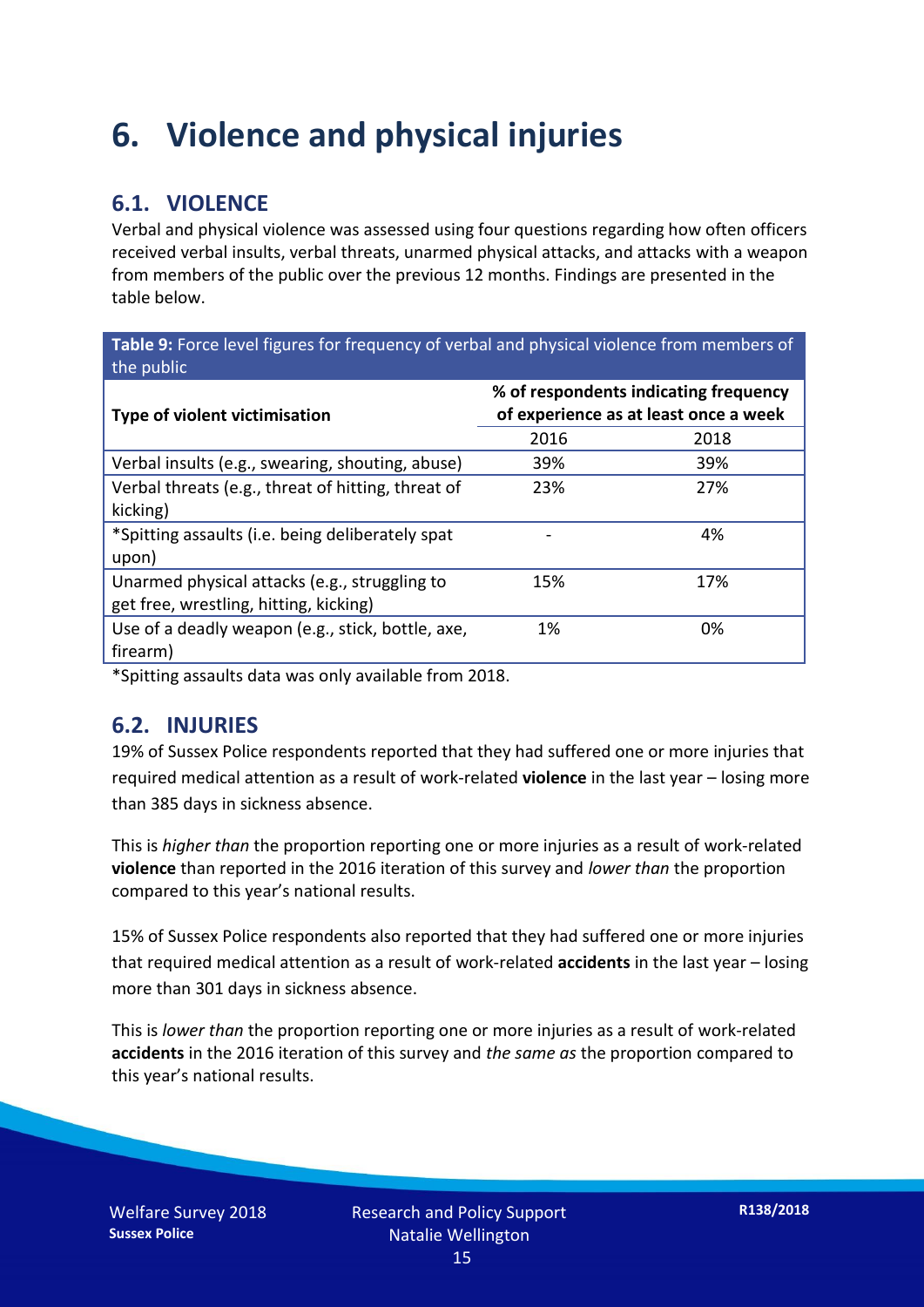# 6. Violence and physical injuries

## 6.1. VIOLENCE

Verbal and physical violence was assessed using four questions regarding how often officers received verbal insults, verbal threats, unarmed physical attacks, and attacks with a weapon from members of the public over the previous 12 months. Findings are presented in the table below.

**Table 9:** Force level figures for frequency of verbal and physical violence from members of the public

| Type of violent victimisation | % of respondents indicating frequency of experience as at least once a week | |
|---|---|---|
| | 2016 | 2018 |
| Verbal insults (e.g., swearing, shouting, abuse) | 39% | 39% |
| Verbal threats (e.g., threat of hitting, threat of kicking) | 23% | 27% |
| *Spitting assaults (i.e. being deliberately spat upon) | - | 4% |
| Unarmed physical attacks (e.g., struggling to get free, wrestling, hitting, kicking) | 15% | 17% |
| Use of a deadly weapon (e.g., stick, bottle, axe, firearm) | 1% | 0% |

*Spitting assaults data was only available from 2018.

## 6.2. INJURIES

19% of Sussex Police respondents reported that they had suffered one or more injuries that required medical attention as a result of work-related **violence** in the last year – losing more than 385 days in sickness absence.

This is *higher than* the proportion reporting one or more injuries as a result of work-related **violence** than reported in the 2016 iteration of this survey and *lower than* the proportion compared to this year's national results.

15% of Sussex Police respondents also reported that they had suffered one or more injuries that required medical attention as a result of work-related **accidents** in the last year – losing more than 301 days in sickness absence.

This is *lower than* the proportion reporting one or more injuries as a result of work-related **accidents** in the 2016 iteration of this survey and *the same as* the proportion compared to this year's national results.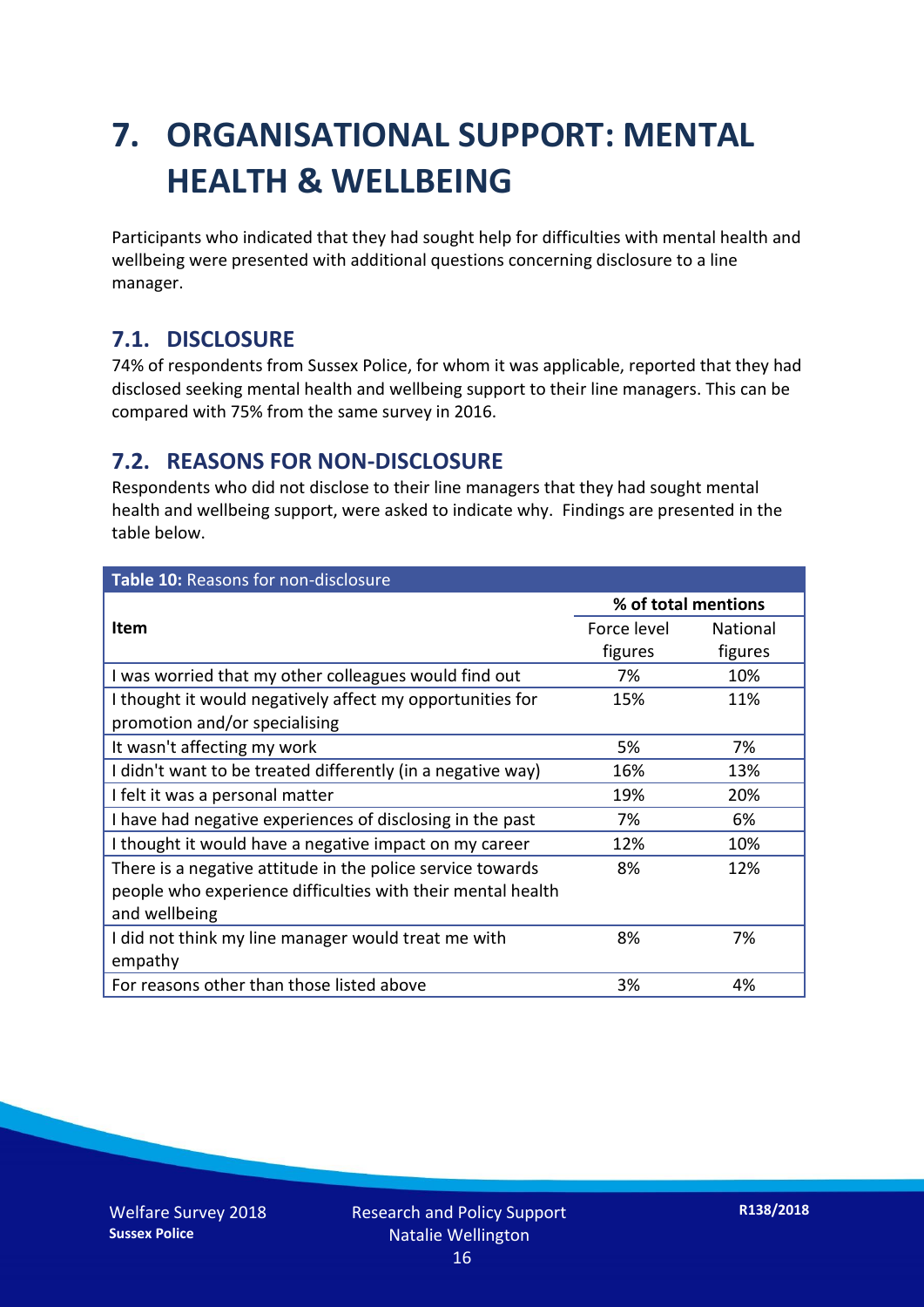# 7. ORGANISATIONAL SUPPORT: MENTAL HEALTH & WELLBEING

Participants who indicated that they had sought help for difficulties with mental health and wellbeing were presented with additional questions concerning disclosure to a line manager.

## 7.1. DISCLOSURE

74% of respondents from Sussex Police, for whom it was applicable, reported that they had disclosed seeking mental health and wellbeing support to their line managers. This can be compared with 75% from the same survey in 2016.

## 7.2. REASONS FOR NON-DISCLOSURE

Respondents who did not disclose to their line managers that they had sought mental health and wellbeing support, were asked to indicate why. Findings are presented in the table below.

**Table 10:** Reasons for non-disclosure

| Item | % of total mentions | |
|---|---|---|
| | Force level figures | National figures |
| I was worried that my other colleagues would find out | 7% | 10% |
| I thought it would negatively affect my opportunities for promotion and/or specialising | 15% | 11% |
| It wasn't affecting my work | 5% | 7% |
| I didn't want to be treated differently (in a negative way) | 16% | 13% |
| I felt it was a personal matter | 19% | 20% |
| I have had negative experiences of disclosing in the past | 7% | 6% |
| I thought it would have a negative impact on my career | 12% | 10% |
| There is a negative attitude in the police service towards people who experience difficulties with their mental health and wellbeing | 8% | 12% |
| I did not think my line manager would treat me with empathy | 8% | 7% |
| For reasons other than those listed above | 3% | 4% |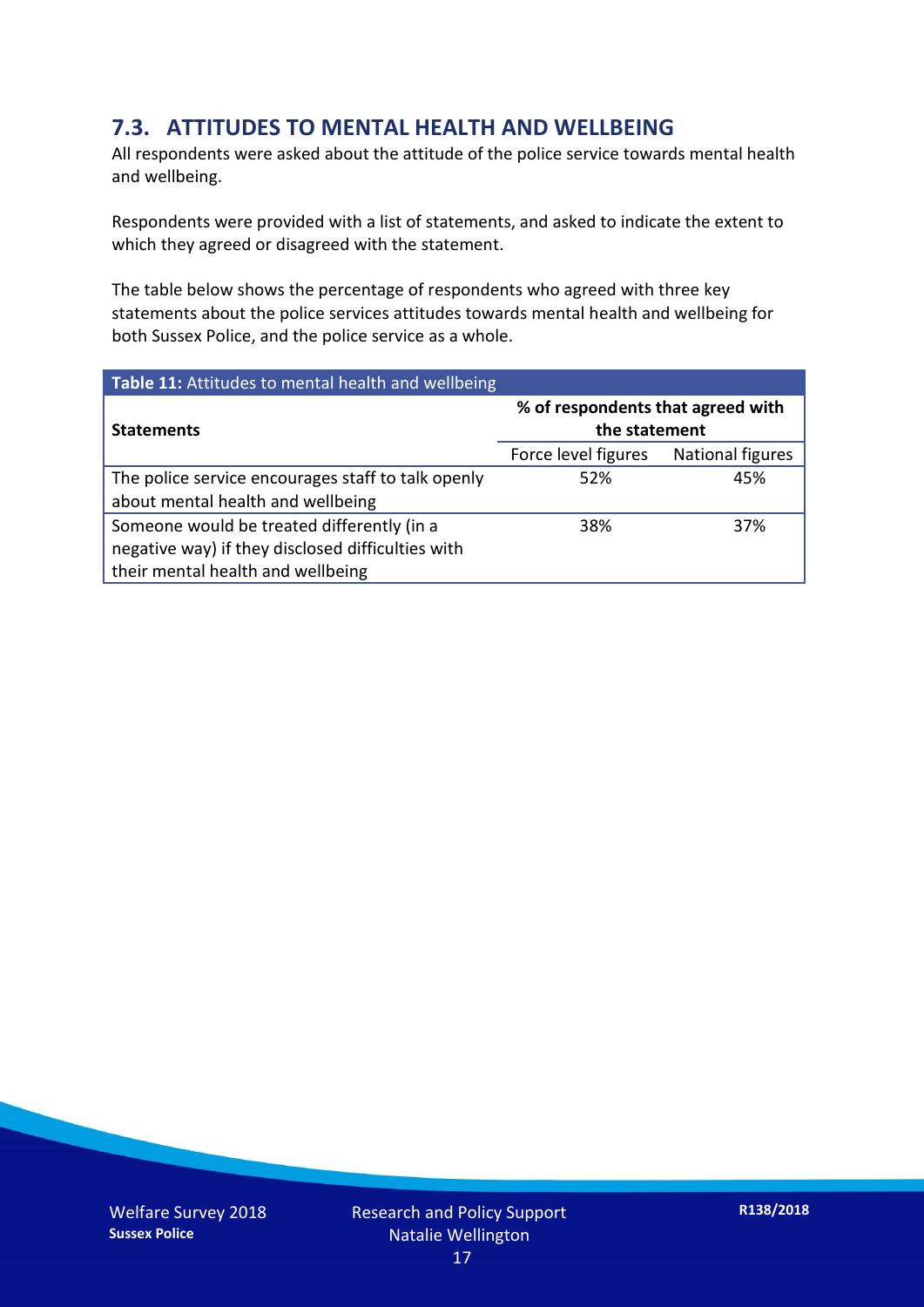## 7.3. ATTITUDES TO MENTAL HEALTH AND WELLBEING

All respondents were asked about the attitude of the police service towards mental health and wellbeing.

Respondents were provided with a list of statements, and asked to indicate the extent to which they agreed or disagreed with the statement.

The table below shows the percentage of respondents who agreed with three key statements about the police services attitudes towards mental health and wellbeing for both Sussex Police, and the police service as a whole.

**Table 11:** Attitudes to mental health and wellbeing

| Statements | % of respondents that agreed with the statement | |
|---|---|---|
| | Force level figures | National figures |
| The police service encourages staff to talk openly about mental health and wellbeing | 52% | 45% |
| Someone would be treated differently (in a negative way) if they disclosed difficulties with their mental health and wellbeing | 38% | 37% |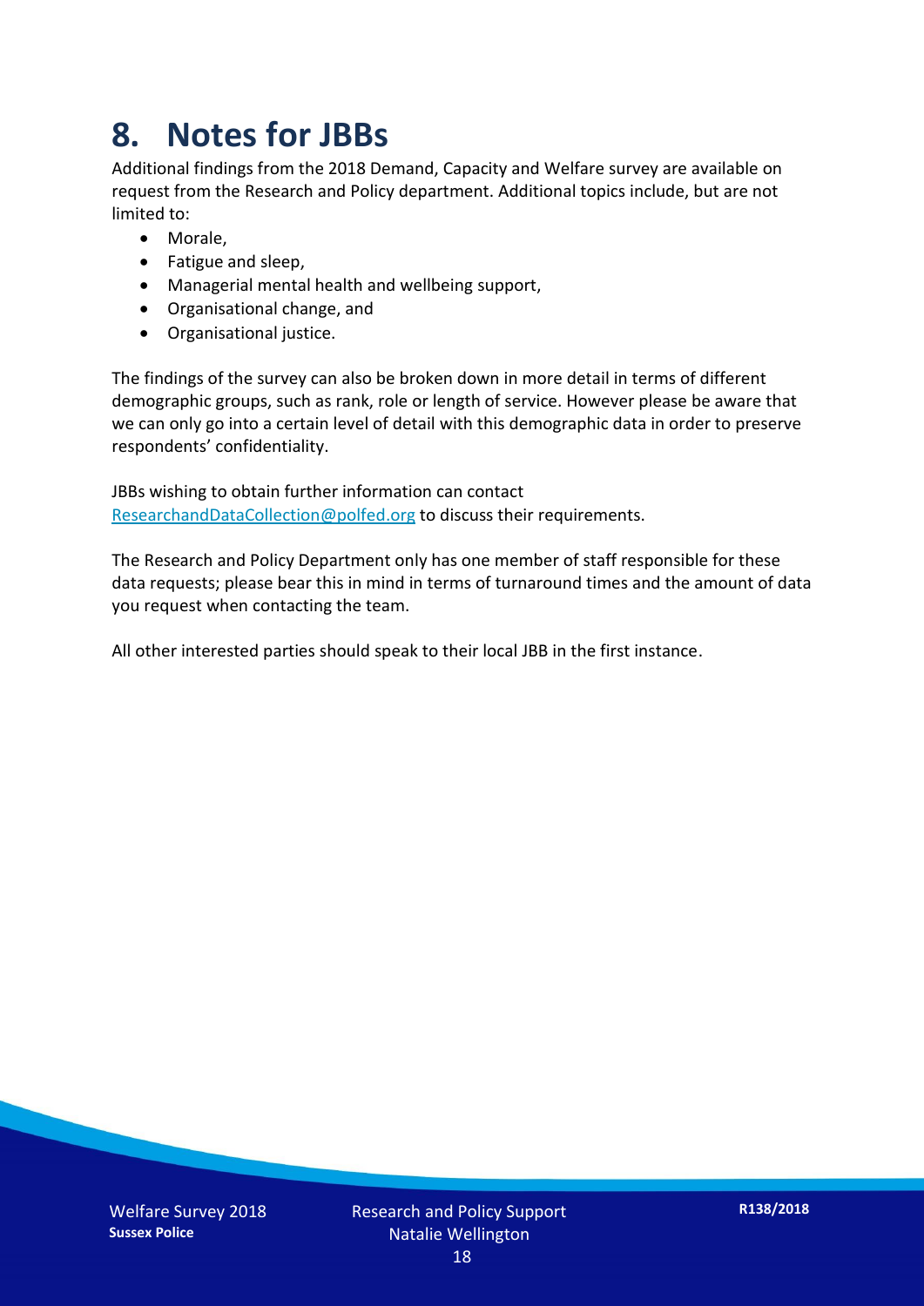# 8. Notes for JBBs

Additional findings from the 2018 Demand, Capacity and Welfare survey are available on request from the Research and Policy department. Additional topics include, but are not limited to:

- Morale,
- Fatigue and sleep,
- Managerial mental health and wellbeing support,
- Organisational change, and
- Organisational justice.

The findings of the survey can also be broken down in more detail in terms of different demographic groups, such as rank, role or length of service. However please be aware that we can only go into a certain level of detail with this demographic data in order to preserve respondents' confidentiality.

JBBs wishing to obtain further information can contact ResearchandDataCollection@polfed.org to discuss their requirements.

The Research and Policy Department only has one member of staff responsible for these data requests; please bear this in mind in terms of turnaround times and the amount of data you request when contacting the team.

All other interested parties should speak to their local JBB in the first instance.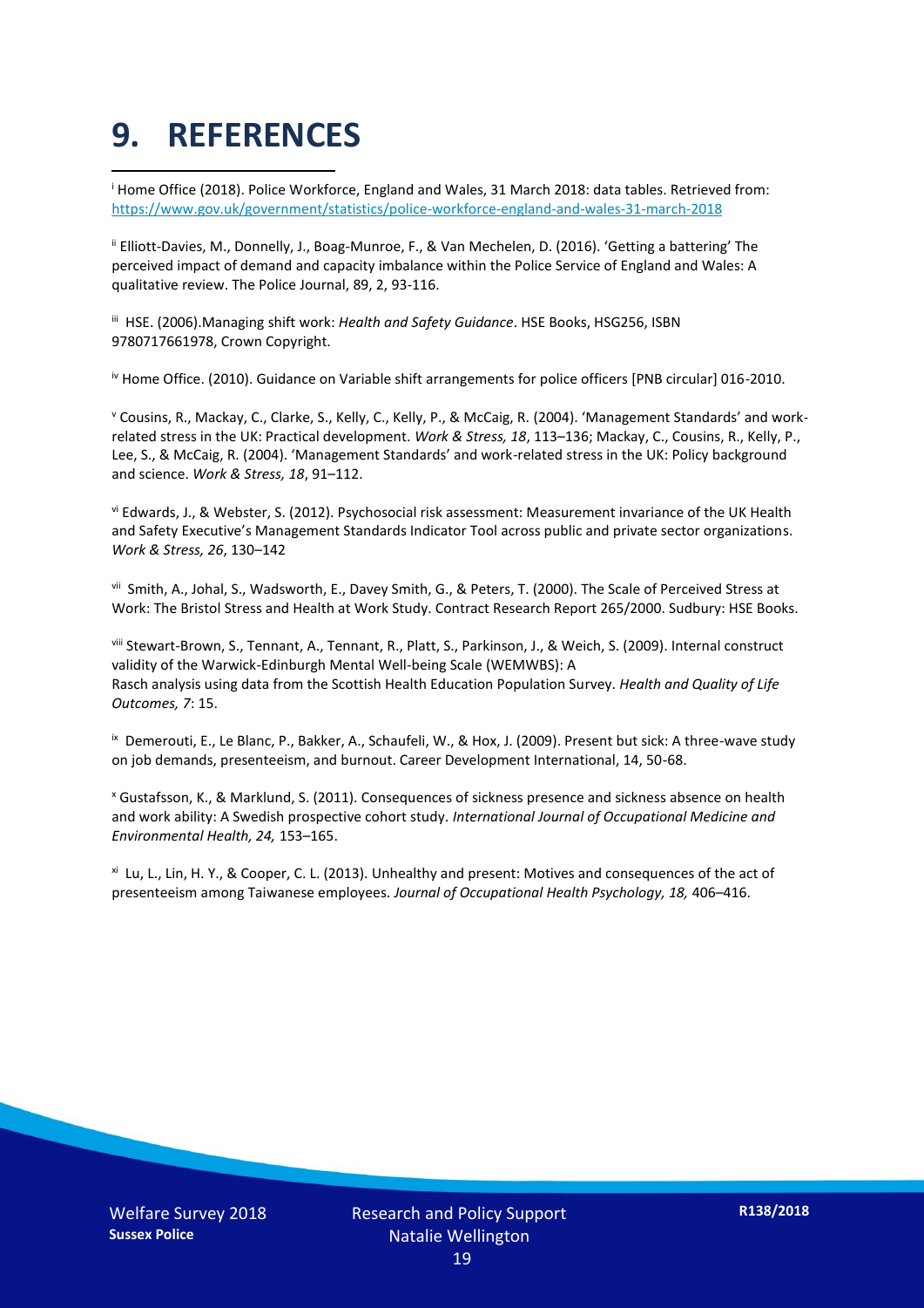# 9. REFERENCES

[i] Home Office (2018). Police Workforce, England and Wales, 31 March 2018: data tables. Retrieved from: https://www.gov.uk/government/statistics/police-workforce-england-and-wales-31-march-2018

[ii] Elliott-Davies, M., Donnelly, J., Boag-Munroe, F., & Van Mechelen, D. (2016). 'Getting a battering' The perceived impact of demand and capacity imbalance within the Police Service of England and Wales: A qualitative review. The Police Journal, 89, 2, 93-116.

[iii] HSE. (2006).Managing shift work: *Health and Safety Guidance*. HSE Books, HSG256, ISBN 9780717661978, Crown Copyright.

[iv] Home Office. (2010). Guidance on Variable shift arrangements for police officers [PNB circular] 016-2010.

[v] Cousins, R., Mackay, C., Clarke, S., Kelly, C., Kelly, P., & McCaig, R. (2004). 'Management Standards' and work-related stress in the UK: Practical development. *Work & Stress, 18*, 113–136; Mackay, C., Cousins, R., Kelly, P., Lee, S., & McCaig, R. (2004). 'Management Standards' and work-related stress in the UK: Policy background and science. *Work & Stress, 18*, 91–112.

[vi] Edwards, J., & Webster, S. (2012). Psychosocial risk assessment: Measurement invariance of the UK Health and Safety Executive's Management Standards Indicator Tool across public and private sector organizations. *Work & Stress, 26*, 130–142

[vii] Smith, A., Johal, S., Wadsworth, E., Davey Smith, G., & Peters, T. (2000). The Scale of Perceived Stress at Work: The Bristol Stress and Health at Work Study. Contract Research Report 265/2000. Sudbury: HSE Books.

[viii] Stewart-Brown, S., Tennant, A., Tennant, R., Platt, S., Parkinson, J., & Weich, S. (2009). Internal construct validity of the Warwick-Edinburgh Mental Well-being Scale (WEMWBS): A Rasch analysis using data from the Scottish Health Education Population Survey. *Health and Quality of Life Outcomes, 7*: 15.

[ix] Demerouti, E., Le Blanc, P., Bakker, A., Schaufeli, W., & Hox, J. (2009). Present but sick: A three-wave study on job demands, presenteeism, and burnout. Career Development International, 14, 50-68.

[x] Gustafsson, K., & Marklund, S. (2011). Consequences of sickness presence and sickness absence on health and work ability: A Swedish prospective cohort study. *International Journal of Occupational Medicine and Environmental Health, 24,* 153–165.

[xi] Lu, L., Lin, H. Y., & Cooper, C. L. (2013). Unhealthy and present: Motives and consequences of the act of presenteeism among Taiwanese employees. *Journal of Occupational Health Psychology, 18,* 406–416.